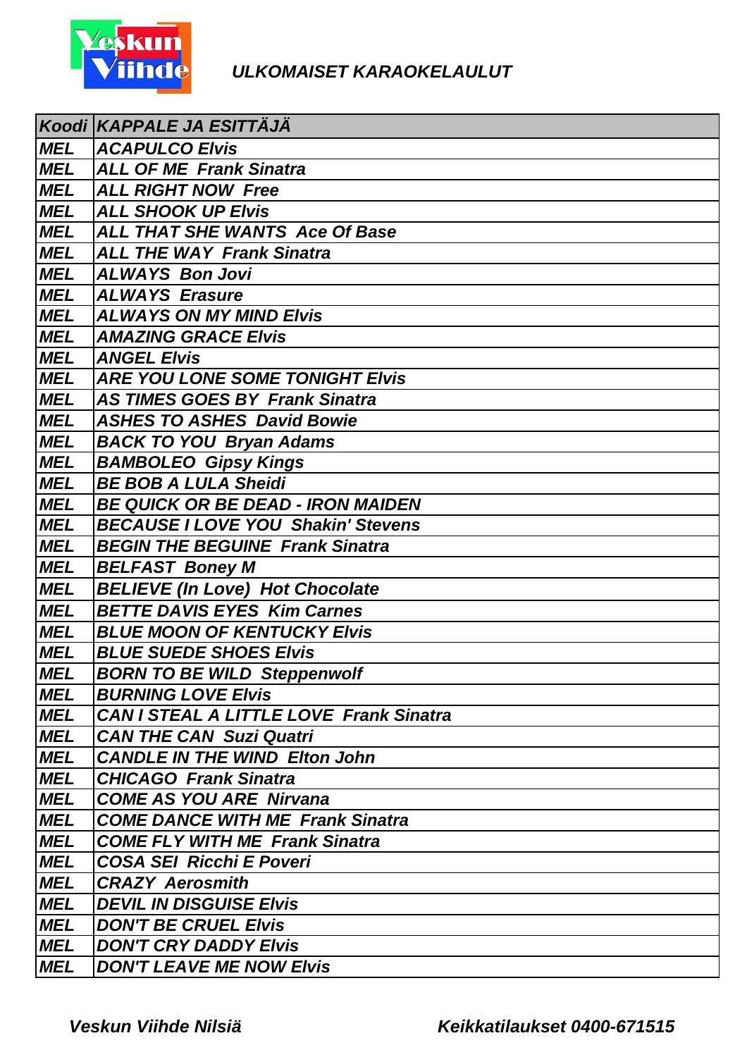# ULKOMAISET KARAOKELAULUT

| Koodi | KAPPALE JA ESITTÄJÄ |
|---|---|
| MEL | ACAPULCO Elvis |
| MEL | ALL OF ME  Frank Sinatra |
| MEL | ALL RIGHT NOW  Free |
| MEL | ALL SHOOK UP Elvis |
| MEL | ALL THAT SHE WANTS  Ace Of Base |
| MEL | ALL THE WAY  Frank Sinatra |
| MEL | ALWAYS  Bon Jovi |
| MEL | ALWAYS  Erasure |
| MEL | ALWAYS ON MY MIND Elvis |
| MEL | AMAZING GRACE Elvis |
| MEL | ANGEL Elvis |
| MEL | ARE YOU LONE SOME TONIGHT Elvis |
| MEL | AS TIMES GOES BY  Frank Sinatra |
| MEL | ASHES TO ASHES  David Bowie |
| MEL | BACK TO YOU  Bryan Adams |
| MEL | BAMBOLEO  Gipsy Kings |
| MEL | BE BOB A LULA Sheidi |
| MEL | BE QUICK OR BE DEAD - IRON MAIDEN |
| MEL | BECAUSE I LOVE YOU  Shakin' Stevens |
| MEL | BEGIN THE BEGUINE  Frank Sinatra |
| MEL | BELFAST  Boney M |
| MEL | BELIEVE (In Love)  Hot Chocolate |
| MEL | BETTE DAVIS EYES  Kim Carnes |
| MEL | BLUE MOON OF KENTUCKY Elvis |
| MEL | BLUE SUEDE SHOES Elvis |
| MEL | BORN TO BE WILD  Steppenwolf |
| MEL | BURNING LOVE Elvis |
| MEL | CAN I STEAL A LITTLE LOVE  Frank Sinatra |
| MEL | CAN THE CAN  Suzi Quatri |
| MEL | CANDLE IN THE WIND  Elton John |
| MEL | CHICAGO  Frank Sinatra |
| MEL | COME AS YOU ARE  Nirvana |
| MEL | COME DANCE WITH ME  Frank Sinatra |
| MEL | COME FLY WITH ME  Frank Sinatra |
| MEL | COSA SEI  Ricchi E Poveri |
| MEL | CRAZY  Aerosmith |
| MEL | DEVIL IN DISGUISE Elvis |
| MEL | DON'T BE CRUEL Elvis |
| MEL | DON'T CRY DADDY Elvis |
| MEL | DON'T LEAVE ME NOW Elvis |

Veskun Viihde Nilsiä

Keikkatilaukset 0400-671515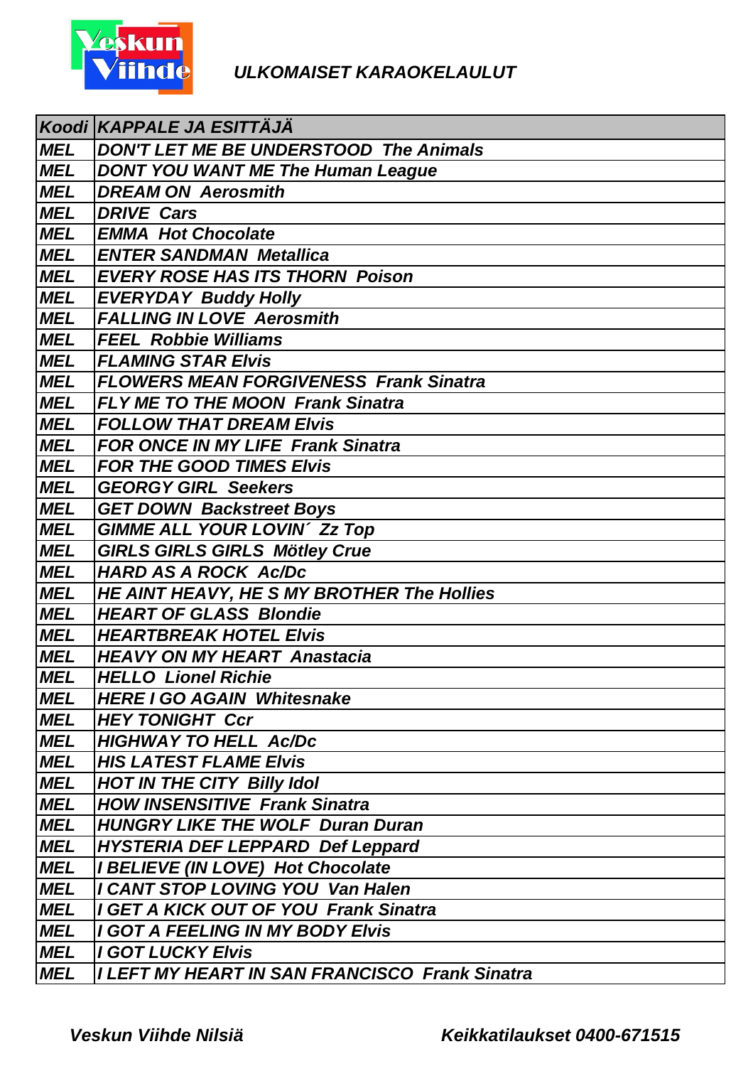## ULKOMAISET KARAOKELAULUT

| Koodi | KAPPALE JA ESITTÄJÄ |
|---|---|
| MEL | DON'T LET ME BE UNDERSTOOD  The Animals |
| MEL | DONT YOU WANT ME The Human League |
| MEL | DREAM ON  Aerosmith |
| MEL | DRIVE  Cars |
| MEL | EMMA  Hot Chocolate |
| MEL | ENTER SANDMAN  Metallica |
| MEL | EVERY ROSE HAS ITS THORN  Poison |
| MEL | EVERYDAY  Buddy Holly |
| MEL | FALLING IN LOVE  Aerosmith |
| MEL | FEEL  Robbie Williams |
| MEL | FLAMING STAR Elvis |
| MEL | FLOWERS MEAN FORGIVENESS  Frank Sinatra |
| MEL | FLY ME TO THE MOON  Frank Sinatra |
| MEL | FOLLOW THAT DREAM Elvis |
| MEL | FOR ONCE IN MY LIFE  Frank Sinatra |
| MEL | FOR THE GOOD TIMES Elvis |
| MEL | GEORGY GIRL  Seekers |
| MEL | GET DOWN  Backstreet Boys |
| MEL | GIMME ALL YOUR LOVIN´ Zz Top |
| MEL | GIRLS GIRLS GIRLS  Mötley Crue |
| MEL | HARD AS A ROCK  Ac/Dc |
| MEL | HE AINT HEAVY, HE S MY BROTHER The Hollies |
| MEL | HEART OF GLASS  Blondie |
| MEL | HEARTBREAK HOTEL Elvis |
| MEL | HEAVY ON MY HEART  Anastacia |
| MEL | HELLO  Lionel Richie |
| MEL | HERE I GO AGAIN  Whitesnake |
| MEL | HEY TONIGHT  Ccr |
| MEL | HIGHWAY TO HELL  Ac/Dc |
| MEL | HIS LATEST FLAME Elvis |
| MEL | HOT IN THE CITY  Billy Idol |
| MEL | HOW INSENSITIVE  Frank Sinatra |
| MEL | HUNGRY LIKE THE WOLF  Duran Duran |
| MEL | HYSTERIA DEF LEPPARD  Def Leppard |
| MEL | I BELIEVE (IN LOVE)  Hot Chocolate |
| MEL | I CANT STOP LOVING YOU  Van Halen |
| MEL | I GET A KICK OUT OF YOU  Frank Sinatra |
| MEL | I GOT A FEELING IN MY BODY Elvis |
| MEL | I GOT LUCKY Elvis |
| MEL | I LEFT MY HEART IN SAN FRANCISCO  Frank Sinatra |

*Veskun Viihde Nilsiä* *Keikkatilaukset 0400-671515*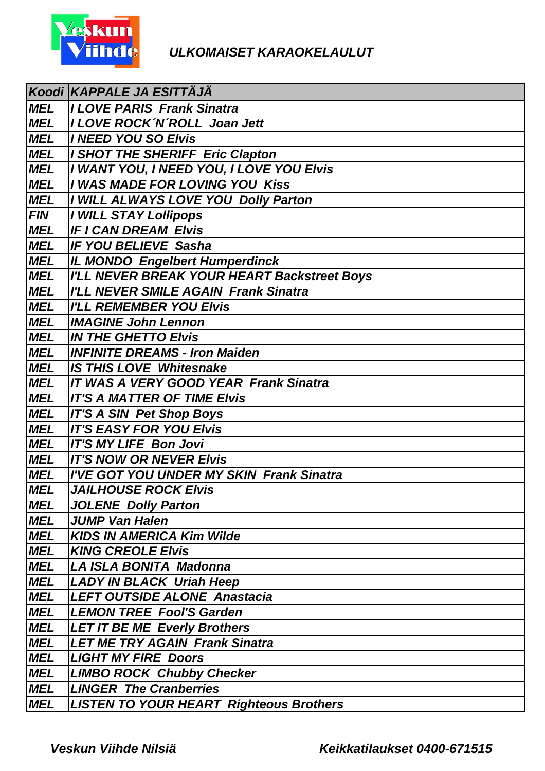**ULKOMAISET KARAOKELAULUT**

| Koodi | KAPPALE JA ESITTÄJÄ |
|---|---|
| MEL | I LOVE PARIS  Frank Sinatra |
| MEL | I LOVE ROCK´N´ROLL  Joan Jett |
| MEL | I NEED YOU SO Elvis |
| MEL | I SHOT THE SHERIFF  Eric Clapton |
| MEL | I WANT YOU, I NEED YOU, I LOVE YOU Elvis |
| MEL | I WAS MADE FOR LOVING YOU  Kiss |
| MEL | I WILL ALWAYS LOVE YOU  Dolly Parton |
| FIN | I WILL STAY Lollipops |
| MEL | IF I CAN DREAM  Elvis |
| MEL | IF YOU BELIEVE  Sasha |
| MEL | IL MONDO  Engelbert Humperdinck |
| MEL | I'LL NEVER BREAK YOUR HEART Backstreet Boys |
| MEL | I'LL NEVER SMILE AGAIN  Frank Sinatra |
| MEL | I'LL REMEMBER YOU Elvis |
| MEL | IMAGINE John Lennon |
| MEL | IN THE GHETTO Elvis |
| MEL | INFINITE DREAMS - Iron Maiden |
| MEL | IS THIS LOVE  Whitesnake |
| MEL | IT WAS A VERY GOOD YEAR  Frank Sinatra |
| MEL | IT'S A MATTER OF TIME Elvis |
| MEL | IT'S A SIN  Pet Shop Boys |
| MEL | IT'S EASY FOR YOU Elvis |
| MEL | IT'S MY LIFE  Bon Jovi |
| MEL | IT'S NOW OR NEVER Elvis |
| MEL | I'VE GOT YOU UNDER MY SKIN  Frank Sinatra |
| MEL | JAILHOUSE ROCK Elvis |
| MEL | JOLENE  Dolly Parton |
| MEL | JUMP Van Halen |
| MEL | KIDS IN AMERICA Kim Wilde |
| MEL | KING CREOLE Elvis |
| MEL | LA ISLA BONITA  Madonna |
| MEL | LADY IN BLACK  Uriah Heep |
| MEL | LEFT OUTSIDE ALONE  Anastacia |
| MEL | LEMON TREE  Fool'S Garden |
| MEL | LET IT BE ME  Everly Brothers |
| MEL | LET ME TRY AGAIN  Frank Sinatra |
| MEL | LIGHT MY FIRE  Doors |
| MEL | LIMBO ROCK  Chubby Checker |
| MEL | LINGER  The Cranberries |
| MEL | LISTEN TO YOUR HEART  Righteous Brothers |

**Veskun Viihde Nilsiä**  **Keikkatilaukset 0400-671515**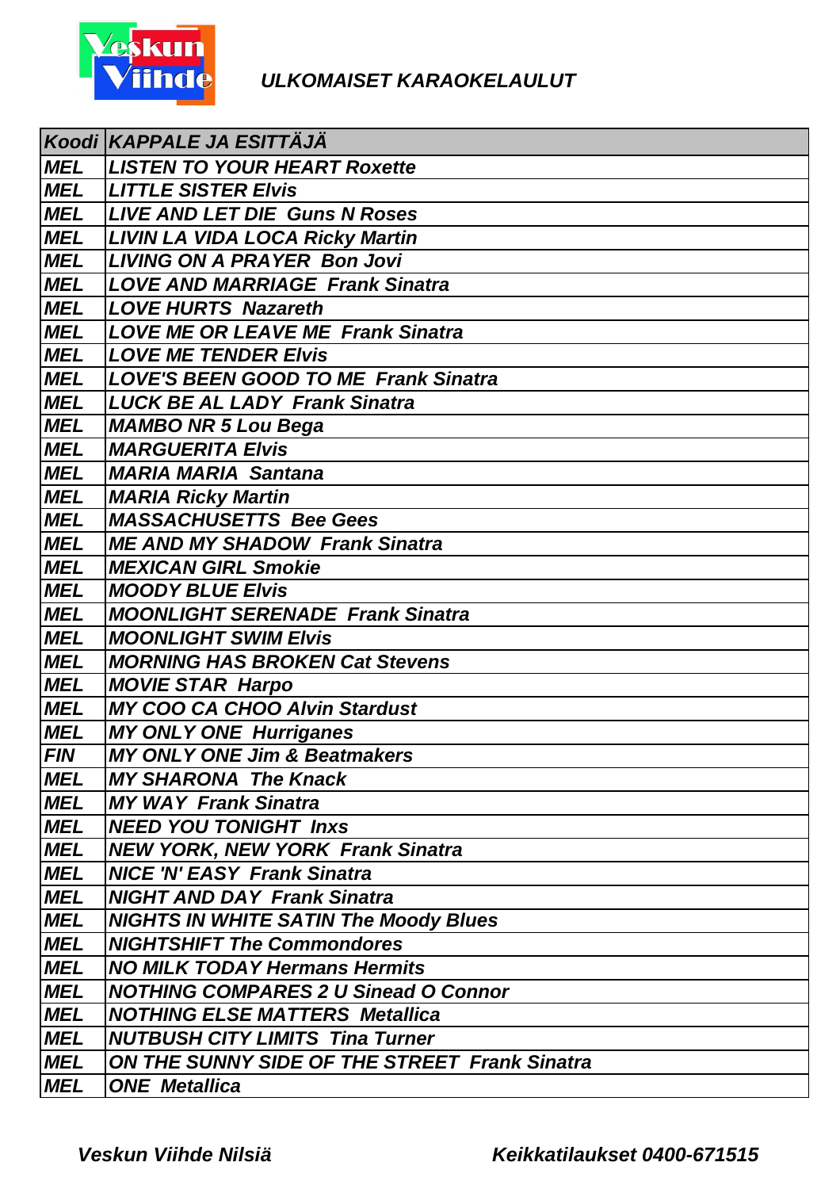# ULKOMAISET KARAOKELAULUT

| Koodi | KAPPALE JA ESITTÄJÄ |
|---|---|
| MEL | LISTEN TO YOUR HEART Roxette |
| MEL | LITTLE SISTER Elvis |
| MEL | LIVE AND LET DIE Guns N Roses |
| MEL | LIVIN LA VIDA LOCA Ricky Martin |
| MEL | LIVING ON A PRAYER Bon Jovi |
| MEL | LOVE AND MARRIAGE Frank Sinatra |
| MEL | LOVE HURTS Nazareth |
| MEL | LOVE ME OR LEAVE ME Frank Sinatra |
| MEL | LOVE ME TENDER Elvis |
| MEL | LOVE'S BEEN GOOD TO ME Frank Sinatra |
| MEL | LUCK BE AL LADY Frank Sinatra |
| MEL | MAMBO NR 5 Lou Bega |
| MEL | MARGUERITA Elvis |
| MEL | MARIA MARIA Santana |
| MEL | MARIA Ricky Martin |
| MEL | MASSACHUSETTS Bee Gees |
| MEL | ME AND MY SHADOW Frank Sinatra |
| MEL | MEXICAN GIRL Smokie |
| MEL | MOODY BLUE Elvis |
| MEL | MOONLIGHT SERENADE Frank Sinatra |
| MEL | MOONLIGHT SWIM Elvis |
| MEL | MORNING HAS BROKEN Cat Stevens |
| MEL | MOVIE STAR Harpo |
| MEL | MY COO CA CHOO Alvin Stardust |
| MEL | MY ONLY ONE Hurriganes |
| FIN | MY ONLY ONE Jim & Beatmakers |
| MEL | MY SHARONA The Knack |
| MEL | MY WAY Frank Sinatra |
| MEL | NEED YOU TONIGHT Inxs |
| MEL | NEW YORK, NEW YORK Frank Sinatra |
| MEL | NICE 'N' EASY Frank Sinatra |
| MEL | NIGHT AND DAY Frank Sinatra |
| MEL | NIGHTS IN WHITE SATIN The Moody Blues |
| MEL | NIGHTSHIFT The Commondores |
| MEL | NO MILK TODAY Hermans Hermits |
| MEL | NOTHING COMPARES 2 U Sinead O Connor |
| MEL | NOTHING ELSE MATTERS Metallica |
| MEL | NUTBUSH CITY LIMITS Tina Turner |
| MEL | ON THE SUNNY SIDE OF THE STREET Frank Sinatra |
| MEL | ONE Metallica |

Veskun Viihde Nilsiä    Keikkatilaukset 0400-671515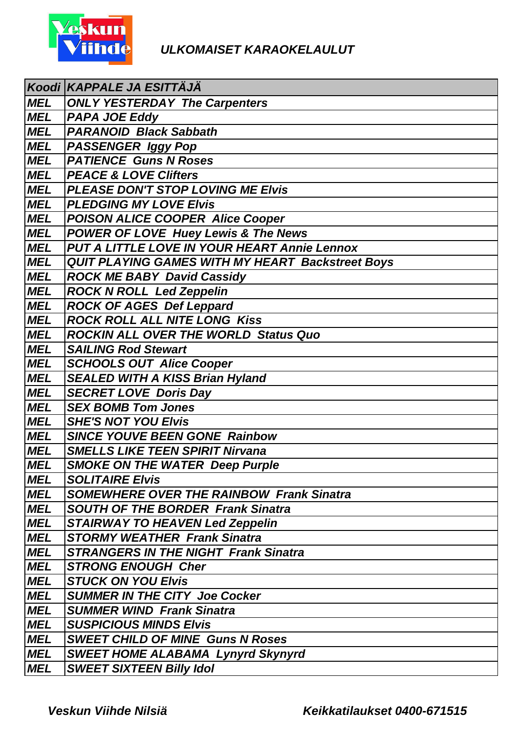# ULKOMAISET KARAOKELAULUT

| Koodi | KAPPALE JA ESITTÄJÄ |
|---|---|
| MEL | ONLY YESTERDAY  The Carpenters |
| MEL | PAPA JOE Eddy |
| MEL | PARANOID  Black Sabbath |
| MEL | PASSENGER  Iggy Pop |
| MEL | PATIENCE  Guns N Roses |
| MEL | PEACE & LOVE Clifters |
| MEL | PLEASE DON'T STOP LOVING ME Elvis |
| MEL | PLEDGING MY LOVE Elvis |
| MEL | POISON ALICE COOPER  Alice Cooper |
| MEL | POWER OF LOVE  Huey Lewis & The News |
| MEL | PUT A LITTLE LOVE IN YOUR HEART Annie Lennox |
| MEL | QUIT PLAYING GAMES WITH MY HEART  Backstreet Boys |
| MEL | ROCK ME BABY  David Cassidy |
| MEL | ROCK N ROLL  Led Zeppelin |
| MEL | ROCK OF AGES  Def Leppard |
| MEL | ROCK ROLL ALL NITE LONG  Kiss |
| MEL | ROCKIN ALL OVER THE WORLD  Status Quo |
| MEL | SAILING Rod Stewart |
| MEL | SCHOOLS OUT  Alice Cooper |
| MEL | SEALED WITH A KISS Brian Hyland |
| MEL | SECRET LOVE  Doris Day |
| MEL | SEX BOMB Tom Jones |
| MEL | SHE'S NOT YOU Elvis |
| MEL | SINCE YOUVE BEEN GONE  Rainbow |
| MEL | SMELLS LIKE TEEN SPIRIT Nirvana |
| MEL | SMOKE ON THE WATER  Deep Purple |
| MEL | SOLITAIRE Elvis |
| MEL | SOMEWHERE OVER THE RAINBOW  Frank Sinatra |
| MEL | SOUTH OF THE BORDER  Frank Sinatra |
| MEL | STAIRWAY TO HEAVEN Led Zeppelin |
| MEL | STORMY WEATHER  Frank Sinatra |
| MEL | STRANGERS IN THE NIGHT  Frank Sinatra |
| MEL | STRONG ENOUGH  Cher |
| MEL | STUCK ON YOU Elvis |
| MEL | SUMMER IN THE CITY  Joe Cocker |
| MEL | SUMMER WIND  Frank Sinatra |
| MEL | SUSPICIOUS MINDS Elvis |
| MEL | SWEET CHILD OF MINE  Guns N Roses |
| MEL | SWEET HOME ALABAMA  Lynyrd Skynyrd |
| MEL | SWEET SIXTEEN Billy Idol |

Veskun Viihde Nilsiä Keikkatilaukset 0400-671515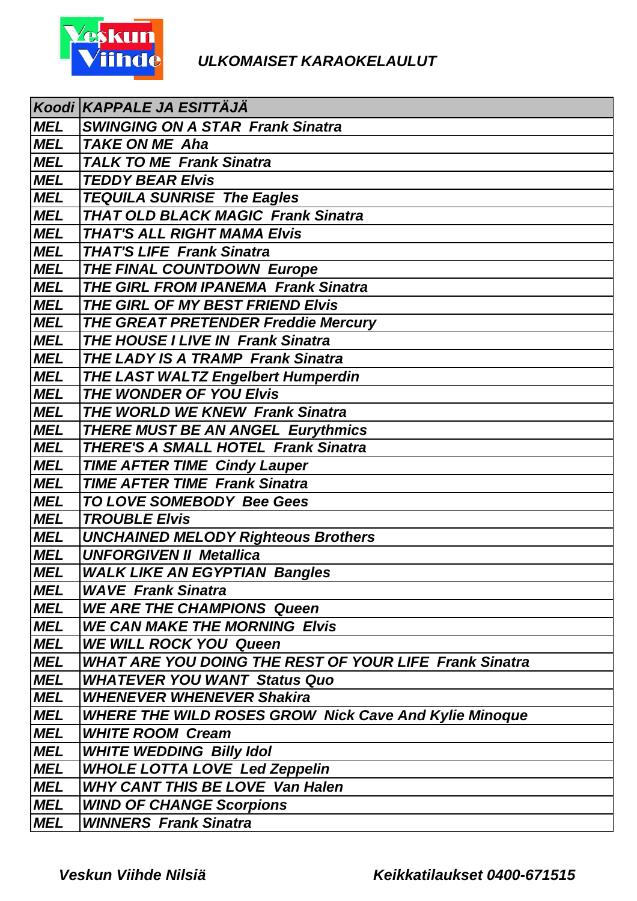# ULKOMAISET KARAOKELAULUT

| Koodi | KAPPALE JA ESITTÄJÄ |
|---|---|
| MEL | SWINGING ON A STAR  Frank Sinatra |
| MEL | TAKE ON ME  Aha |
| MEL | TALK TO ME  Frank Sinatra |
| MEL | TEDDY BEAR Elvis |
| MEL | TEQUILA SUNRISE  The Eagles |
| MEL | THAT OLD BLACK MAGIC  Frank Sinatra |
| MEL | THAT'S ALL RIGHT MAMA Elvis |
| MEL | THAT'S LIFE  Frank Sinatra |
| MEL | THE FINAL COUNTDOWN  Europe |
| MEL | THE GIRL FROM IPANEMA  Frank Sinatra |
| MEL | THE GIRL OF MY BEST FRIEND Elvis |
| MEL | THE GREAT PRETENDER Freddie Mercury |
| MEL | THE HOUSE I LIVE IN  Frank Sinatra |
| MEL | THE LADY IS A TRAMP  Frank Sinatra |
| MEL | THE LAST WALTZ Engelbert Humperdin |
| MEL | THE WONDER OF YOU Elvis |
| MEL | THE WORLD WE KNEW  Frank Sinatra |
| MEL | THERE MUST BE AN ANGEL  Eurythmics |
| MEL | THERE'S A SMALL HOTEL  Frank Sinatra |
| MEL | TIME AFTER TIME  Cindy Lauper |
| MEL | TIME AFTER TIME  Frank Sinatra |
| MEL | TO LOVE SOMEBODY  Bee Gees |
| MEL | TROUBLE Elvis |
| MEL | UNCHAINED MELODY Righteous Brothers |
| MEL | UNFORGIVEN II  Metallica |
| MEL | WALK LIKE AN EGYPTIAN  Bangles |
| MEL | WAVE  Frank Sinatra |
| MEL | WE ARE THE CHAMPIONS  Queen |
| MEL | WE CAN MAKE THE MORNING  Elvis |
| MEL | WE WILL ROCK YOU  Queen |
| MEL | WHAT ARE YOU DOING THE REST OF YOUR LIFE  Frank Sinatra |
| MEL | WHATEVER YOU WANT  Status Quo |
| MEL | WHENEVER WHENEVER Shakira |
| MEL | WHERE THE WILD ROSES GROW  Nick Cave And Kylie Minoque |
| MEL | WHITE ROOM  Cream |
| MEL | WHITE WEDDING  Billy Idol |
| MEL | WHOLE LOTTA LOVE  Led Zeppelin |
| MEL | WHY CANT THIS BE LOVE  Van Halen |
| MEL | WIND OF CHANGE Scorpions |
| MEL | WINNERS  Frank Sinatra |

Veskun Viihde Nilsiä    Keikkatilaukset 0400-671515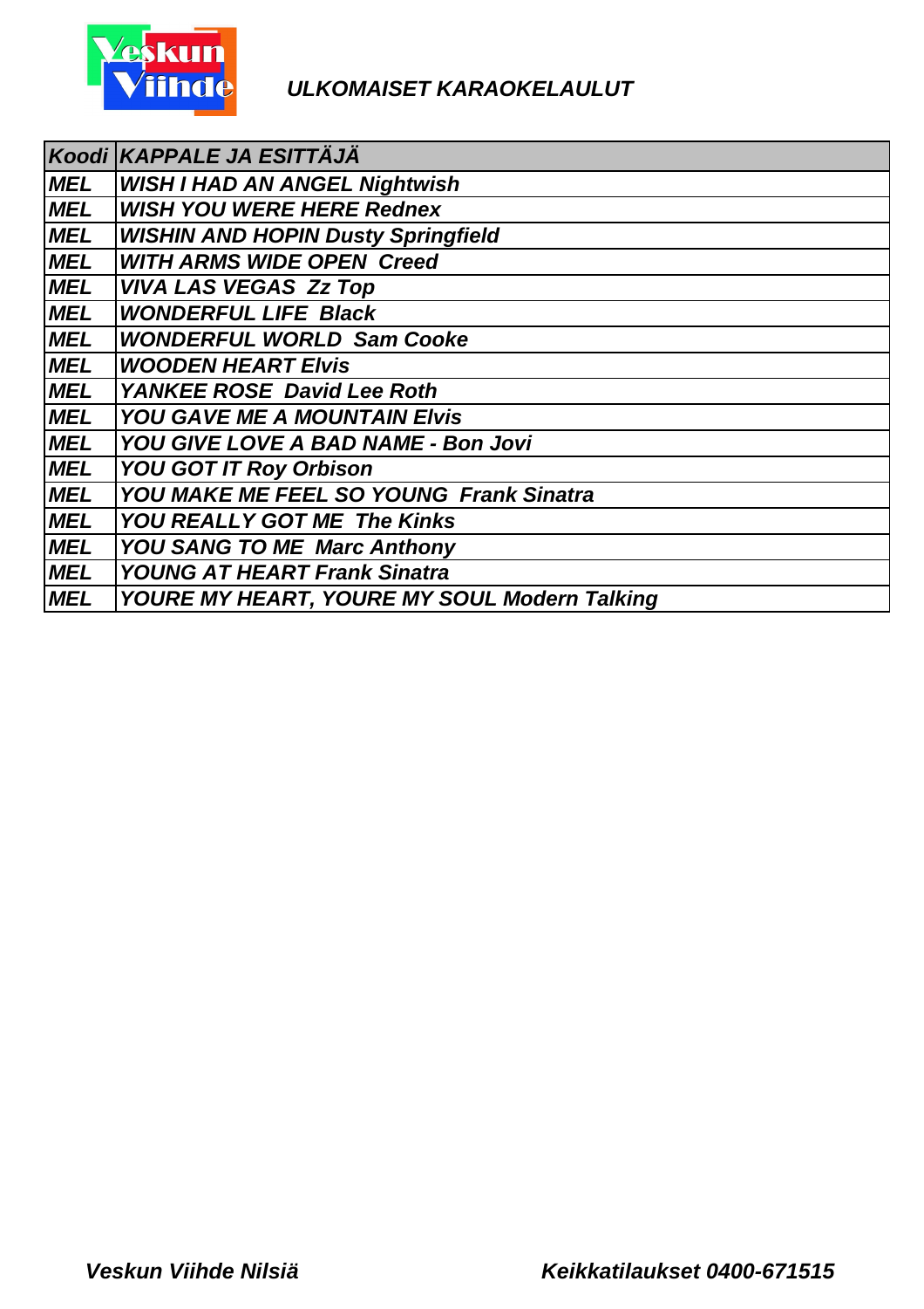## ULKOMAISET KARAOKELAULUT

| Koodi | KAPPALE JA ESITTÄJÄ |
|---|---|
| MEL | WISH I HAD AN ANGEL Nightwish |
| MEL | WISH YOU WERE HERE Rednex |
| MEL | WISHIN AND HOPIN Dusty Springfield |
| MEL | WITH ARMS WIDE OPEN Creed |
| MEL | VIVA LAS VEGAS Zz Top |
| MEL | WONDERFUL LIFE Black |
| MEL | WONDERFUL WORLD Sam Cooke |
| MEL | WOODEN HEART Elvis |
| MEL | YANKEE ROSE David Lee Roth |
| MEL | YOU GAVE ME A MOUNTAIN Elvis |
| MEL | YOU GIVE LOVE A BAD NAME - Bon Jovi |
| MEL | YOU GOT IT Roy Orbison |
| MEL | YOU MAKE ME FEEL SO YOUNG Frank Sinatra |
| MEL | YOU REALLY GOT ME The Kinks |
| MEL | YOU SANG TO ME Marc Anthony |
| MEL | YOUNG AT HEART Frank Sinatra |
| MEL | YOURE MY HEART, YOURE MY SOUL Modern Talking |

Veskun Viihde Nilsiä

Keikkatilaukset 0400-671515